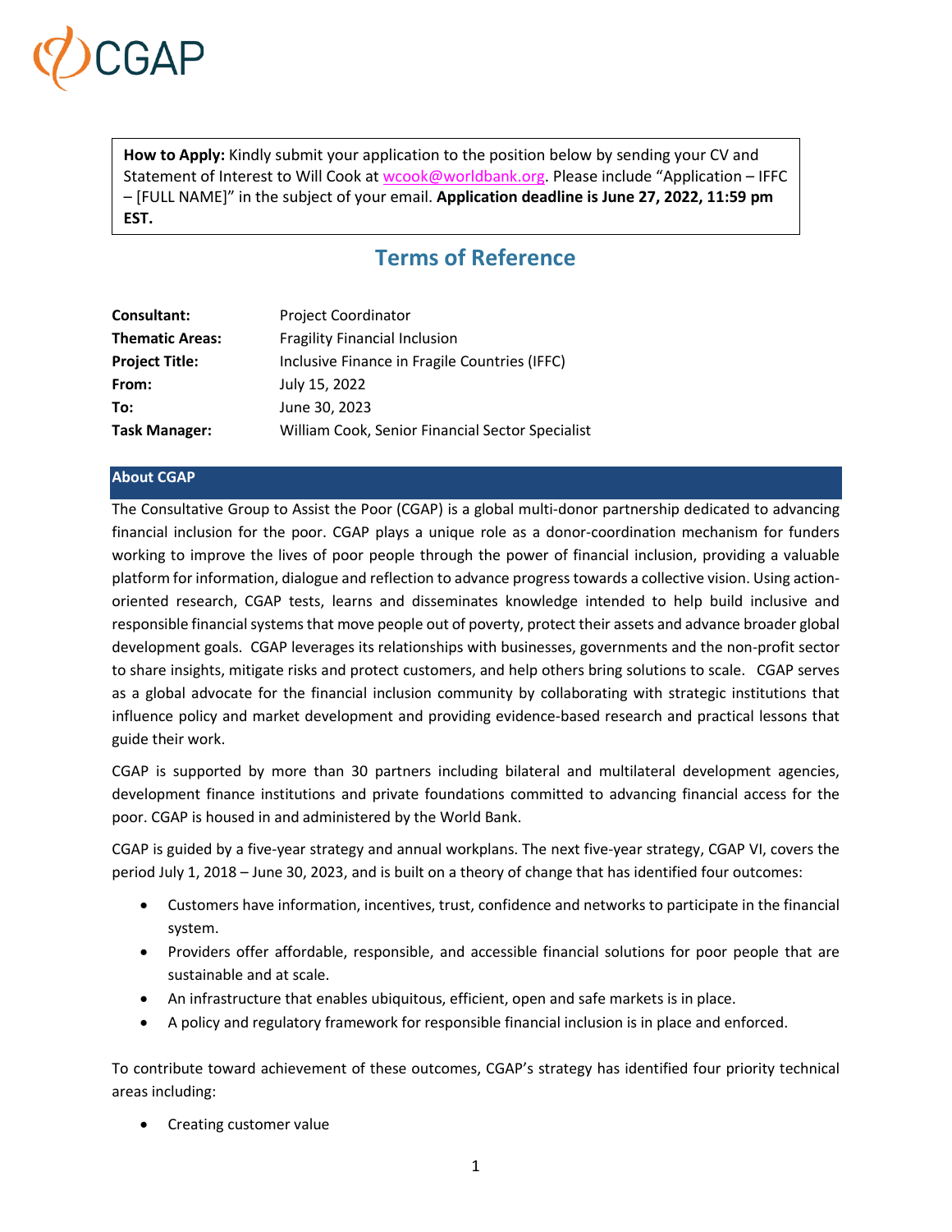**How to Apply:** Kindly submit your application to the position below by sending your CV and Statement of Interest to Will Cook at wcook@worldbank.org. Please include "Application – IFFC – [FULL NAME]" in the subject of your email. **Application deadline is June 27, 2022, 11:59 pm EST.**

# Terms of Reference

| | |
|---|---|
| **Consultant:** | Project Coordinator |
| **Thematic Areas:** | Fragility Financial Inclusion |
| **Project Title:** | Inclusive Finance in Fragile Countries (IFFC) |
| **From:** | July 15, 2022 |
| **To:** | June 30, 2023 |
| **Task Manager:** | William Cook, Senior Financial Sector Specialist |

## About CGAP

The Consultative Group to Assist the Poor (CGAP) is a global multi-donor partnership dedicated to advancing financial inclusion for the poor. CGAP plays a unique role as a donor-coordination mechanism for funders working to improve the lives of poor people through the power of financial inclusion, providing a valuable platform for information, dialogue and reflection to advance progress towards a collective vision. Using action-oriented research, CGAP tests, learns and disseminates knowledge intended to help build inclusive and responsible financial systems that move people out of poverty, protect their assets and advance broader global development goals. CGAP leverages its relationships with businesses, governments and the non-profit sector to share insights, mitigate risks and protect customers, and help others bring solutions to scale. CGAP serves as a global advocate for the financial inclusion community by collaborating with strategic institutions that influence policy and market development and providing evidence-based research and practical lessons that guide their work.

CGAP is supported by more than 30 partners including bilateral and multilateral development agencies, development finance institutions and private foundations committed to advancing financial access for the poor. CGAP is housed in and administered by the World Bank.

CGAP is guided by a five-year strategy and annual workplans. The next five-year strategy, CGAP VI, covers the period July 1, 2018 – June 30, 2023, and is built on a theory of change that has identified four outcomes:

- Customers have information, incentives, trust, confidence and networks to participate in the financial system.
- Providers offer affordable, responsible, and accessible financial solutions for poor people that are sustainable and at scale.
- An infrastructure that enables ubiquitous, efficient, open and safe markets is in place.
- A policy and regulatory framework for responsible financial inclusion is in place and enforced.

To contribute toward achievement of these outcomes, CGAP's strategy has identified four priority technical areas including:

- Creating customer value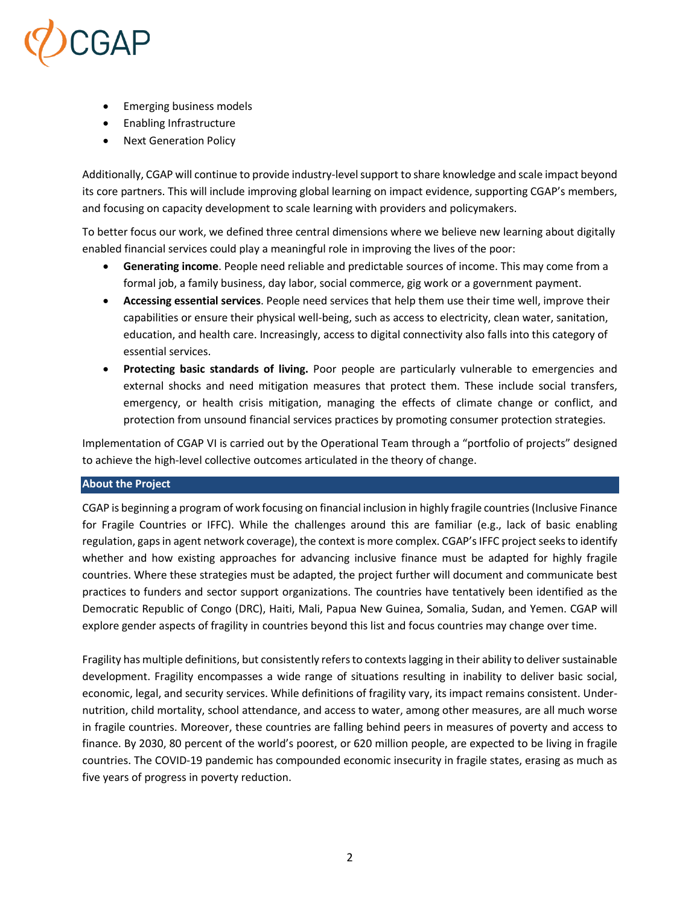- Emerging business models
- Enabling Infrastructure
- Next Generation Policy

Additionally, CGAP will continue to provide industry-level support to share knowledge and scale impact beyond its core partners. This will include improving global learning on impact evidence, supporting CGAP's members, and focusing on capacity development to scale learning with providers and policymakers.

To better focus our work, we defined three central dimensions where we believe new learning about digitally enabled financial services could play a meaningful role in improving the lives of the poor:

- **Generating income**. People need reliable and predictable sources of income. This may come from a formal job, a family business, day labor, social commerce, gig work or a government payment.
- **Accessing essential services**. People need services that help them use their time well, improve their capabilities or ensure their physical well-being, such as access to electricity, clean water, sanitation, education, and health care. Increasingly, access to digital connectivity also falls into this category of essential services.
- **Protecting basic standards of living.** Poor people are particularly vulnerable to emergencies and external shocks and need mitigation measures that protect them. These include social transfers, emergency, or health crisis mitigation, managing the effects of climate change or conflict, and protection from unsound financial services practices by promoting consumer protection strategies.

Implementation of CGAP VI is carried out by the Operational Team through a "portfolio of projects" designed to achieve the high-level collective outcomes articulated in the theory of change.

## About the Project

CGAP is beginning a program of work focusing on financial inclusion in highly fragile countries (Inclusive Finance for Fragile Countries or IFFC). While the challenges around this are familiar (e.g., lack of basic enabling regulation, gaps in agent network coverage), the context is more complex. CGAP's IFFC project seeks to identify whether and how existing approaches for advancing inclusive finance must be adapted for highly fragile countries. Where these strategies must be adapted, the project further will document and communicate best practices to funders and sector support organizations. The countries have tentatively been identified as the Democratic Republic of Congo (DRC), Haiti, Mali, Papua New Guinea, Somalia, Sudan, and Yemen. CGAP will explore gender aspects of fragility in countries beyond this list and focus countries may change over time.

Fragility has multiple definitions, but consistently refers to contexts lagging in their ability to deliver sustainable development. Fragility encompasses a wide range of situations resulting in inability to deliver basic social, economic, legal, and security services. While definitions of fragility vary, its impact remains consistent. Under-nutrition, child mortality, school attendance, and access to water, among other measures, are all much worse in fragile countries. Moreover, these countries are falling behind peers in measures of poverty and access to finance. By 2030, 80 percent of the world's poorest, or 620 million people, are expected to be living in fragile countries. The COVID-19 pandemic has compounded economic insecurity in fragile states, erasing as much as five years of progress in poverty reduction.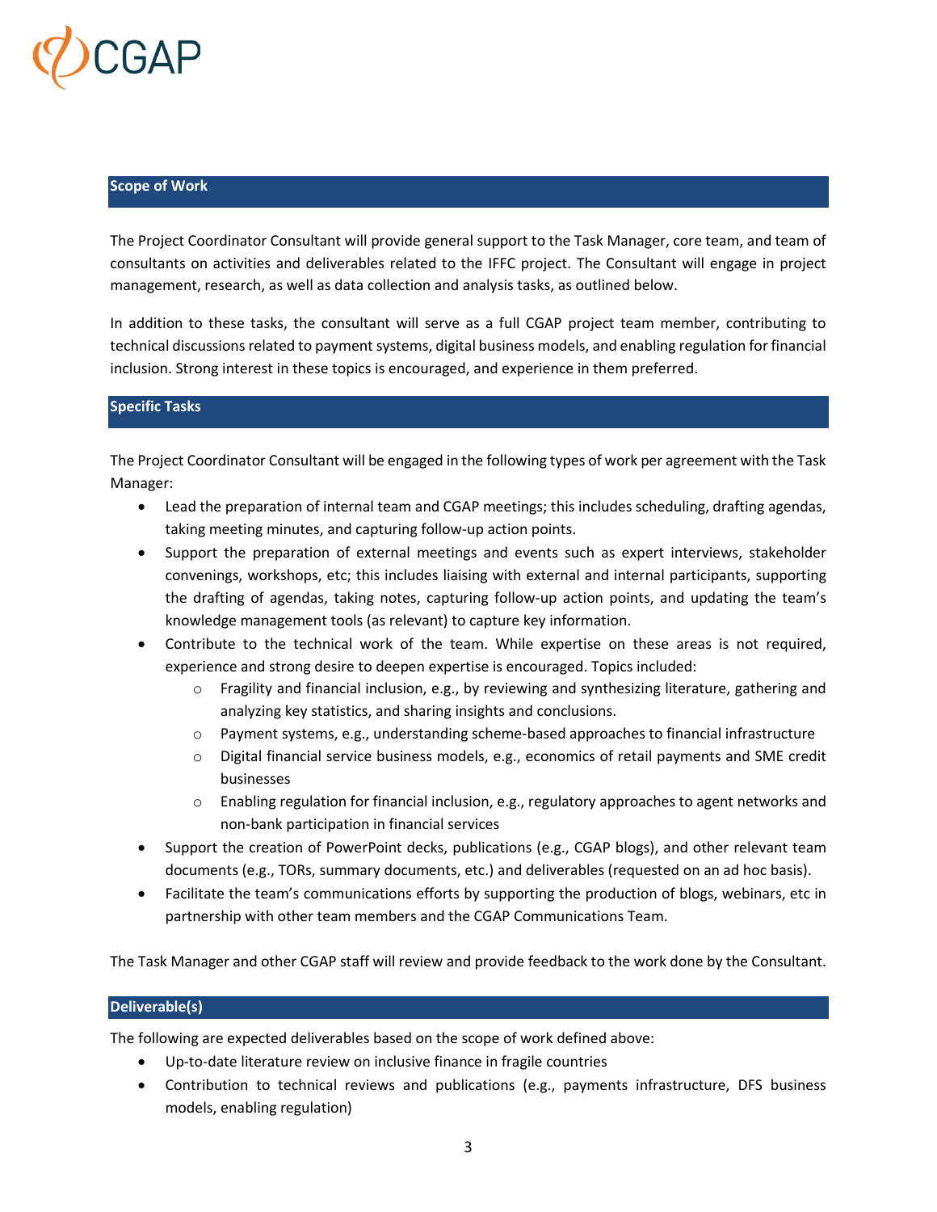## Scope of Work

The Project Coordinator Consultant will provide general support to the Task Manager, core team, and team of consultants on activities and deliverables related to the IFFC project. The Consultant will engage in project management, research, as well as data collection and analysis tasks, as outlined below.

In addition to these tasks, the consultant will serve as a full CGAP project team member, contributing to technical discussions related to payment systems, digital business models, and enabling regulation for financial inclusion. Strong interest in these topics is encouraged, and experience in them preferred.

## Specific Tasks

The Project Coordinator Consultant will be engaged in the following types of work per agreement with the Task Manager:

- Lead the preparation of internal team and CGAP meetings; this includes scheduling, drafting agendas, taking meeting minutes, and capturing follow-up action points.
- Support the preparation of external meetings and events such as expert interviews, stakeholder convenings, workshops, etc; this includes liaising with external and internal participants, supporting the drafting of agendas, taking notes, capturing follow-up action points, and updating the team's knowledge management tools (as relevant) to capture key information.
- Contribute to the technical work of the team. While expertise on these areas is not required, experience and strong desire to deepen expertise is encouraged. Topics included:
  - Fragility and financial inclusion, e.g., by reviewing and synthesizing literature, gathering and analyzing key statistics, and sharing insights and conclusions.
  - Payment systems, e.g., understanding scheme-based approaches to financial infrastructure
  - Digital financial service business models, e.g., economics of retail payments and SME credit businesses
  - Enabling regulation for financial inclusion, e.g., regulatory approaches to agent networks and non-bank participation in financial services
- Support the creation of PowerPoint decks, publications (e.g., CGAP blogs), and other relevant team documents (e.g., TORs, summary documents, etc.) and deliverables (requested on an ad hoc basis).
- Facilitate the team's communications efforts by supporting the production of blogs, webinars, etc in partnership with other team members and the CGAP Communications Team.

The Task Manager and other CGAP staff will review and provide feedback to the work done by the Consultant.

## Deliverable(s)

The following are expected deliverables based on the scope of work defined above:

- Up-to-date literature review on inclusive finance in fragile countries
- Contribution to technical reviews and publications (e.g., payments infrastructure, DFS business models, enabling regulation)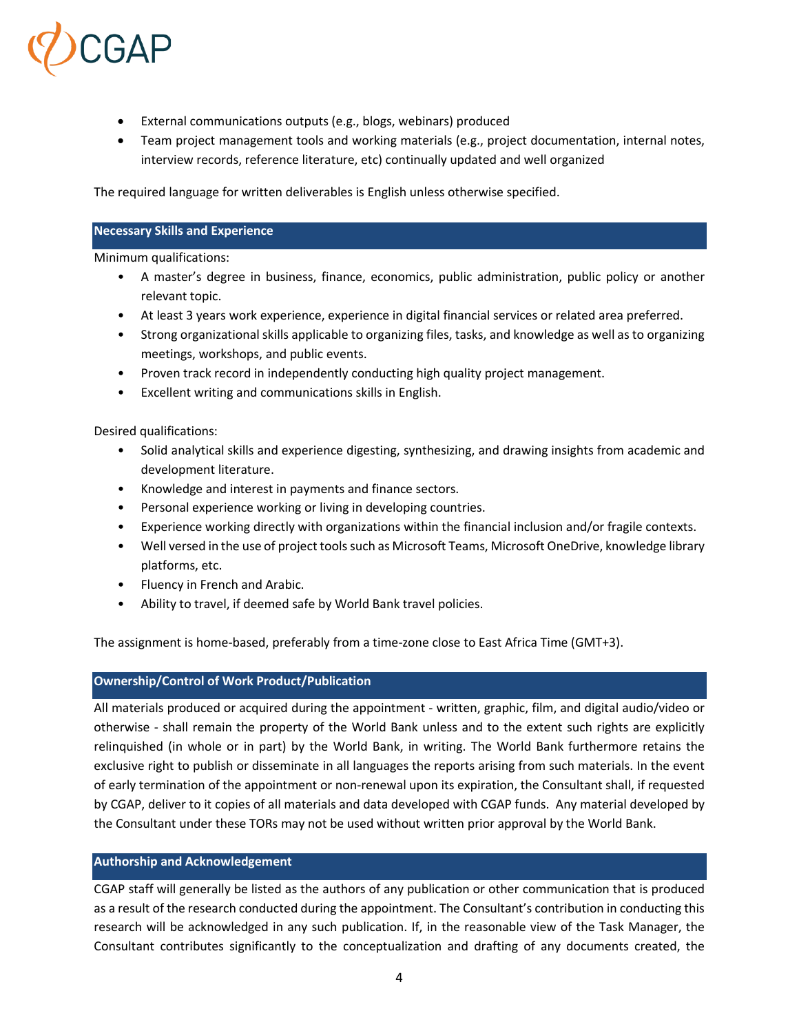- External communications outputs (e.g., blogs, webinars) produced
- Team project management tools and working materials (e.g., project documentation, internal notes, interview records, reference literature, etc) continually updated and well organized

The required language for written deliverables is English unless otherwise specified.

## Necessary Skills and Experience

Minimum qualifications:

- A master's degree in business, finance, economics, public administration, public policy or another relevant topic.
- At least 3 years work experience, experience in digital financial services or related area preferred.
- Strong organizational skills applicable to organizing files, tasks, and knowledge as well as to organizing meetings, workshops, and public events.
- Proven track record in independently conducting high quality project management.
- Excellent writing and communications skills in English.

Desired qualifications:

- Solid analytical skills and experience digesting, synthesizing, and drawing insights from academic and development literature.
- Knowledge and interest in payments and finance sectors.
- Personal experience working or living in developing countries.
- Experience working directly with organizations within the financial inclusion and/or fragile contexts.
- Well versed in the use of project tools such as Microsoft Teams, Microsoft OneDrive, knowledge library platforms, etc.
- Fluency in French and Arabic.
- Ability to travel, if deemed safe by World Bank travel policies.

The assignment is home-based, preferably from a time-zone close to East Africa Time (GMT+3).

## Ownership/Control of Work Product/Publication

All materials produced or acquired during the appointment - written, graphic, film, and digital audio/video or otherwise - shall remain the property of the World Bank unless and to the extent such rights are explicitly relinquished (in whole or in part) by the World Bank, in writing. The World Bank furthermore retains the exclusive right to publish or disseminate in all languages the reports arising from such materials. In the event of early termination of the appointment or non-renewal upon its expiration, the Consultant shall, if requested by CGAP, deliver to it copies of all materials and data developed with CGAP funds. Any material developed by the Consultant under these TORs may not be used without written prior approval by the World Bank.

## Authorship and Acknowledgement

CGAP staff will generally be listed as the authors of any publication or other communication that is produced as a result of the research conducted during the appointment. The Consultant's contribution in conducting this research will be acknowledged in any such publication. If, in the reasonable view of the Task Manager, the Consultant contributes significantly to the conceptualization and drafting of any documents created, the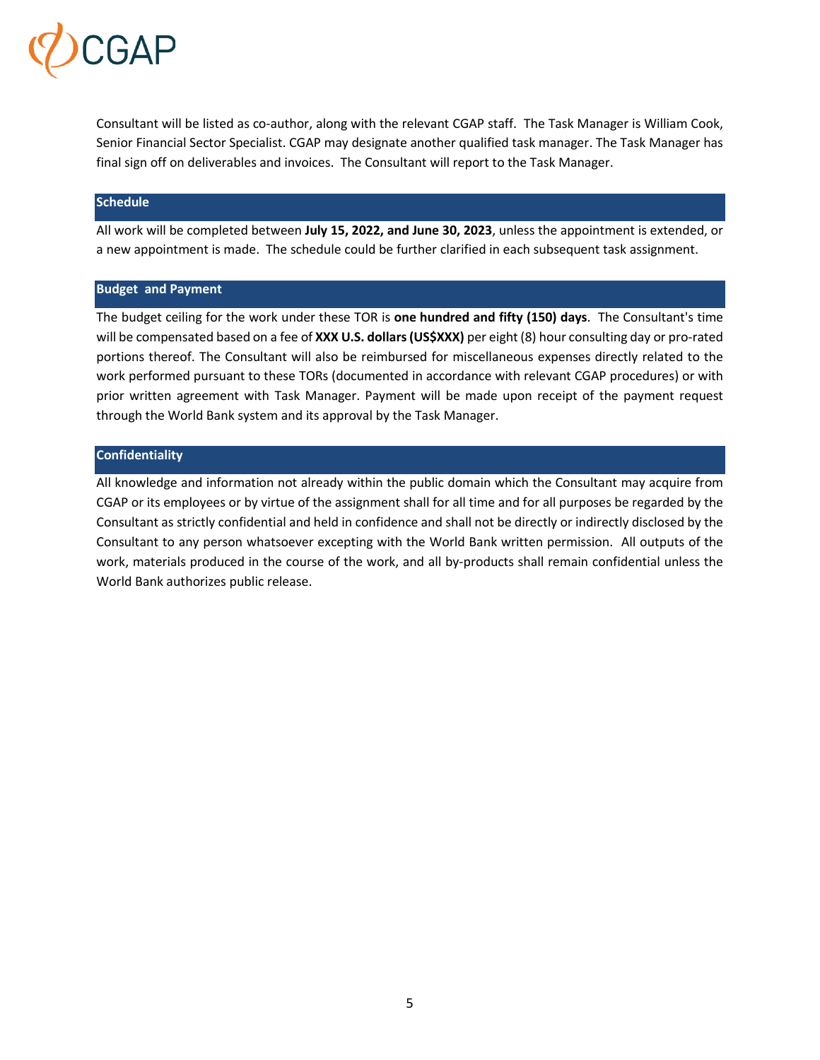Consultant will be listed as co-author, along with the relevant CGAP staff. The Task Manager is William Cook, Senior Financial Sector Specialist. CGAP may designate another qualified task manager. The Task Manager has final sign off on deliverables and invoices. The Consultant will report to the Task Manager.

## Schedule

All work will be completed between **July 15, 2022, and June 30, 2023**, unless the appointment is extended, or a new appointment is made. The schedule could be further clarified in each subsequent task assignment.

## Budget and Payment

The budget ceiling for the work under these TOR is **one hundred and fifty (150) days**. The Consultant's time will be compensated based on a fee of **XXX U.S. dollars (US$XXX)** per eight (8) hour consulting day or pro-rated portions thereof. The Consultant will also be reimbursed for miscellaneous expenses directly related to the work performed pursuant to these TORs (documented in accordance with relevant CGAP procedures) or with prior written agreement with Task Manager. Payment will be made upon receipt of the payment request through the World Bank system and its approval by the Task Manager.

## Confidentiality

All knowledge and information not already within the public domain which the Consultant may acquire from CGAP or its employees or by virtue of the assignment shall for all time and for all purposes be regarded by the Consultant as strictly confidential and held in confidence and shall not be directly or indirectly disclosed by the Consultant to any person whatsoever excepting with the World Bank written permission. All outputs of the work, materials produced in the course of the work, and all by-products shall remain confidential unless the World Bank authorizes public release.